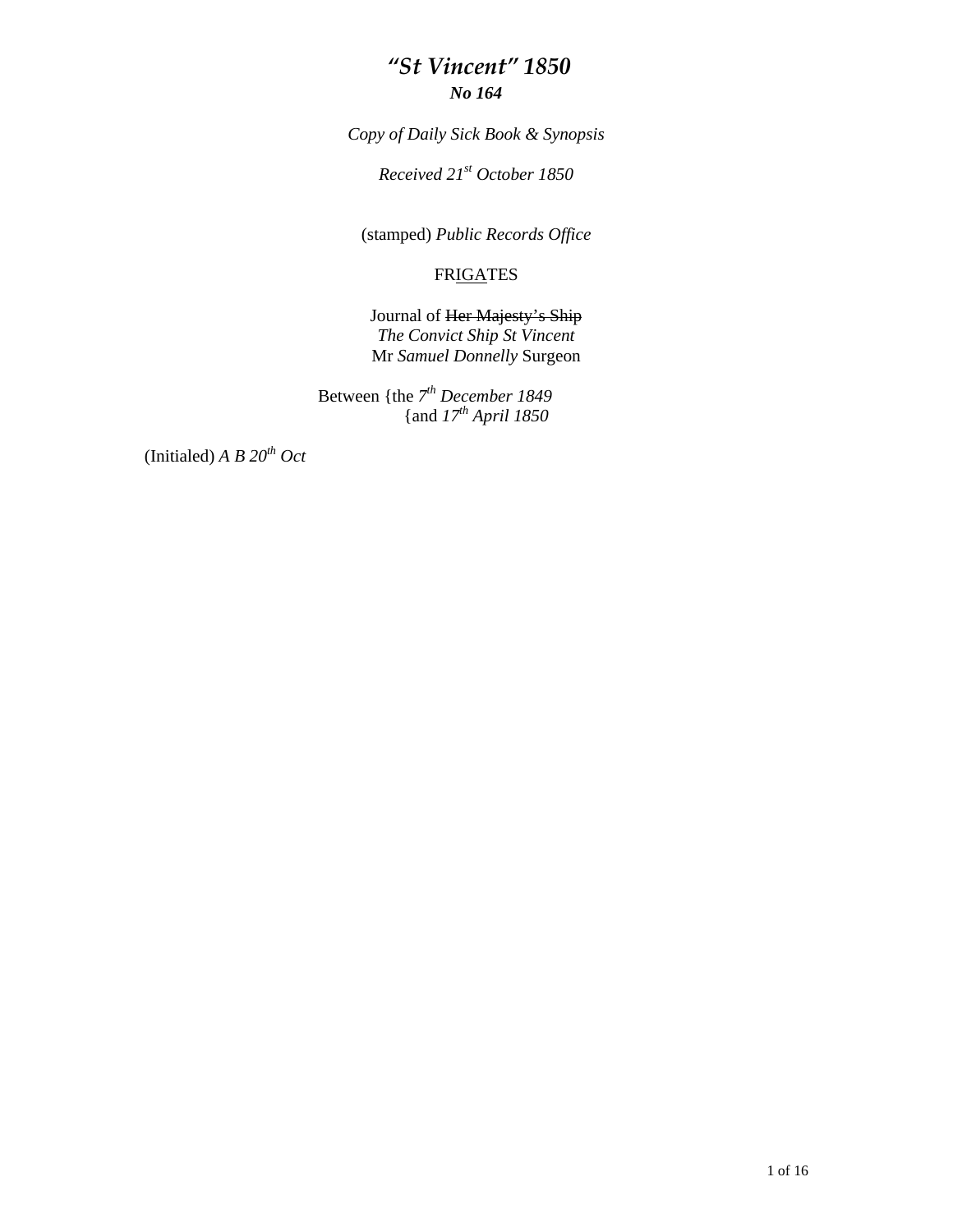# *"St Vincent" 1850*

***No 164***

*Copy of Daily Sick Book & Synopsis*

*Received 21st October 1850*

(stamped) *Public Records Office*

FR<u>IGA</u>TES

Journal of ~~Her Majesty's Ship~~
*The Convict Ship St Vincent*
Mr *Samuel Donnelly* Surgeon

Between {the *7th December 1849*
{and *17th April 1850*

(Initialed) *A B 20th Oct*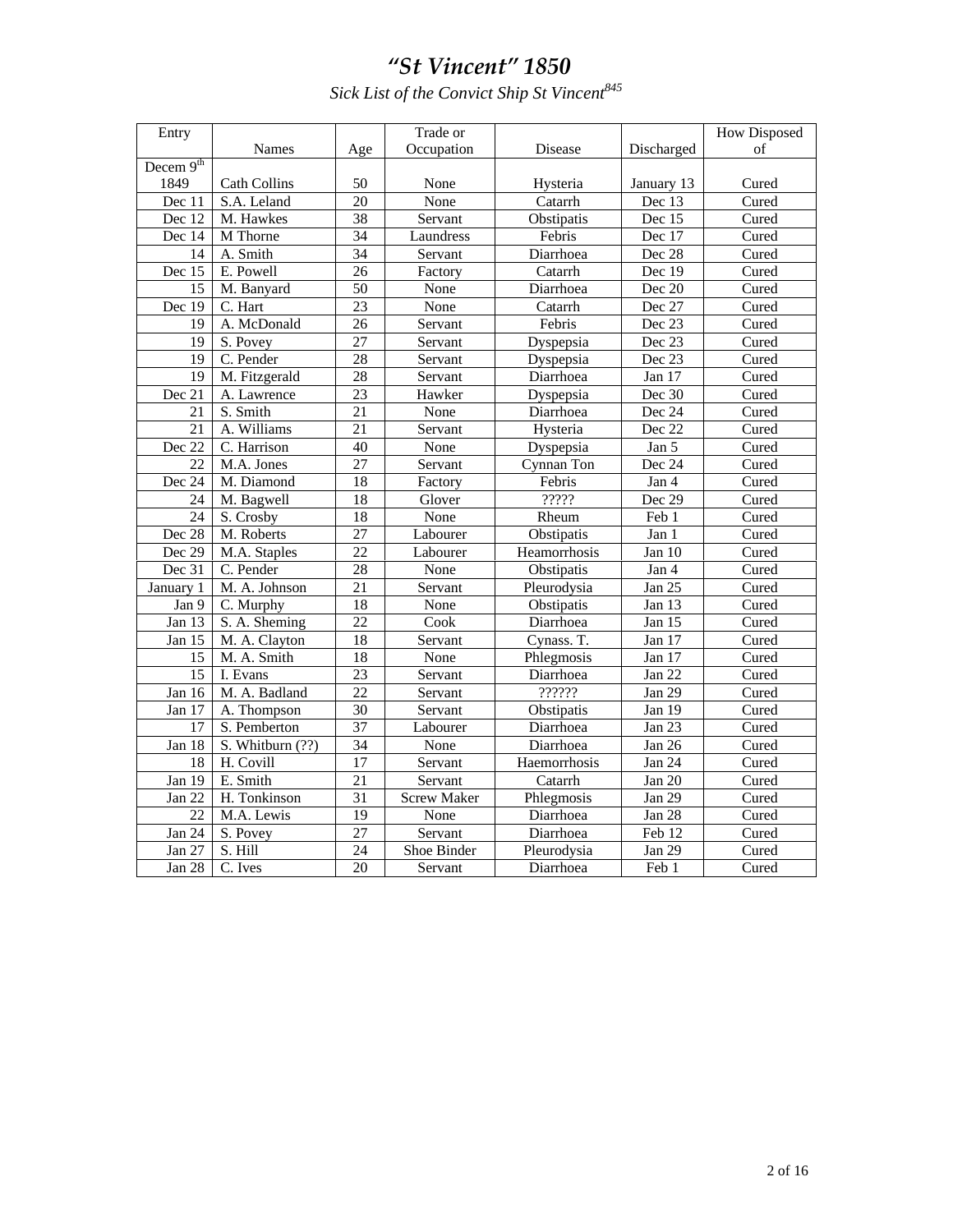# *"St Vincent" 1850*

*Sick List of the Convict Ship St Vincent*[845]

| Entry | Names | Age | Trade or Occupation | Disease | Discharged | How Disposed of |
|---|---|---|---|---|---|---|
| Decem 9th 1849 | Cath Collins | 50 | None | Hysteria | January 13 | Cured |
| Dec 11 | S.A. Leland | 20 | None | Catarrh | Dec 13 | Cured |
| Dec 12 | M. Hawkes | 38 | Servant | Obstipatis | Dec 15 | Cured |
| Dec 14 | M Thorne | 34 | Laundress | Febris | Dec 17 | Cured |
| 14 | A. Smith | 34 | Servant | Diarrhoea | Dec 28 | Cured |
| Dec 15 | E. Powell | 26 | Factory | Catarrh | Dec 19 | Cured |
| 15 | M. Banyard | 50 | None | Diarrhoea | Dec 20 | Cured |
| Dec 19 | C. Hart | 23 | None | Catarrh | Dec 27 | Cured |
| 19 | A. McDonald | 26 | Servant | Febris | Dec 23 | Cured |
| 19 | S. Povey | 27 | Servant | Dyspepsia | Dec 23 | Cured |
| 19 | C. Pender | 28 | Servant | Dyspepsia | Dec 23 | Cured |
| 19 | M. Fitzgerald | 28 | Servant | Diarrhoea | Jan 17 | Cured |
| Dec 21 | A. Lawrence | 23 | Hawker | Dyspepsia | Dec 30 | Cured |
| 21 | S. Smith | 21 | None | Diarrhoea | Dec 24 | Cured |
| 21 | A. Williams | 21 | Servant | Hysteria | Dec 22 | Cured |
| Dec 22 | C. Harrison | 40 | None | Dyspepsia | Jan 5 | Cured |
| 22 | M.A. Jones | 27 | Servant | Cynnan Ton | Dec 24 | Cured |
| Dec 24 | M. Diamond | 18 | Factory | Febris | Jan 4 | Cured |
| 24 | M. Bagwell | 18 | Glover | ????? | Dec 29 | Cured |
| 24 | S. Crosby | 18 | None | Rheum | Feb 1 | Cured |
| Dec 28 | M. Roberts | 27 | Labourer | Obstipatis | Jan 1 | Cured |
| Dec 29 | M.A. Staples | 22 | Labourer | Heamorrhosis | Jan 10 | Cured |
| Dec 31 | C. Pender | 28 | None | Obstipatis | Jan 4 | Cured |
| January 1 | M. A. Johnson | 21 | Servant | Pleurodysia | Jan 25 | Cured |
| Jan 9 | C. Murphy | 18 | None | Obstipatis | Jan 13 | Cured |
| Jan 13 | S. A. Sheming | 22 | Cook | Diarrhoea | Jan 15 | Cured |
| Jan 15 | M. A. Clayton | 18 | Servant | Cynass. T. | Jan 17 | Cured |
| 15 | M. A. Smith | 18 | None | Phlegmosis | Jan 17 | Cured |
| 15 | I. Evans | 23 | Servant | Diarrhoea | Jan 22 | Cured |
| Jan 16 | M. A. Badland | 22 | Servant | ?????? | Jan 29 | Cured |
| Jan 17 | A. Thompson | 30 | Servant | Obstipatis | Jan 19 | Cured |
| 17 | S. Pemberton | 37 | Labourer | Diarrhoea | Jan 23 | Cured |
| Jan 18 | S. Whitburn (??) | 34 | None | Diarrhoea | Jan 26 | Cured |
| 18 | H. Covill | 17 | Servant | Haemorrhosis | Jan 24 | Cured |
| Jan 19 | E. Smith | 21 | Servant | Catarrh | Jan 20 | Cured |
| Jan 22 | H. Tonkinson | 31 | Screw Maker | Phlegmosis | Jan 29 | Cured |
| 22 | M.A. Lewis | 19 | None | Diarrhoea | Jan 28 | Cured |
| Jan 24 | S. Povey | 27 | Servant | Diarrhoea | Feb 12 | Cured |
| Jan 27 | S. Hill | 24 | Shoe Binder | Pleurodysia | Jan 29 | Cured |
| Jan 28 | C. Ives | 20 | Servant | Diarrhoea | Feb 1 | Cured |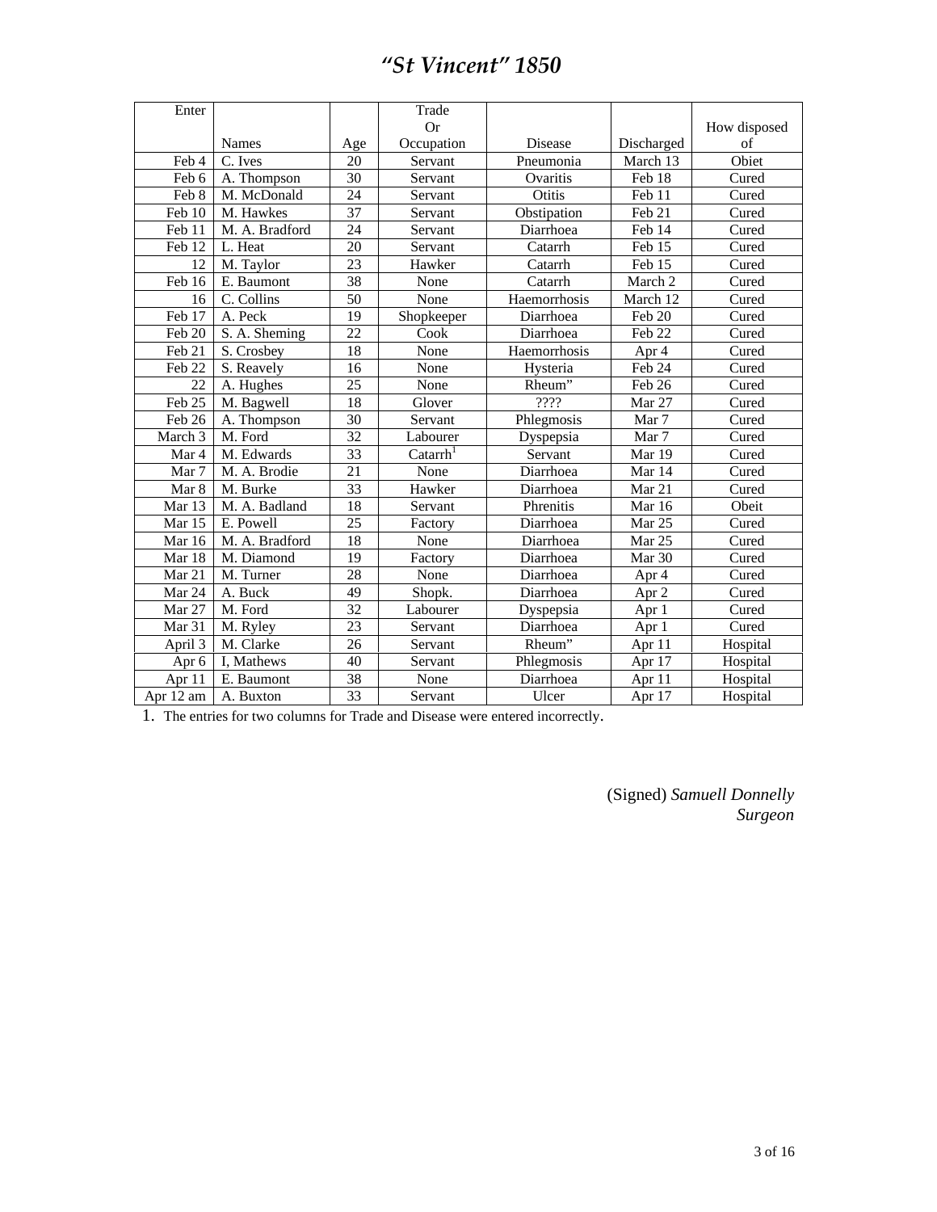# *"St Vincent" 1850*

| Enter | Names | Age | Trade Or Occupation | Disease | Discharged | How disposed of |
|---|---|---|---|---|---|---|
| Feb 4 | C. Ives | 20 | Servant | Pneumonia | March 13 | Obiet |
| Feb 6 | A. Thompson | 30 | Servant | Ovaritis | Feb 18 | Cured |
| Feb 8 | M. McDonald | 24 | Servant | Otitis | Feb 11 | Cured |
| Feb 10 | M. Hawkes | 37 | Servant | Obstipation | Feb 21 | Cured |
| Feb 11 | M. A. Bradford | 24 | Servant | Diarrhoea | Feb 14 | Cured |
| Feb 12 | L. Heat | 20 | Servant | Catarrh | Feb 15 | Cured |
| 12 | M. Taylor | 23 | Hawker | Catarrh | Feb 15 | Cured |
| Feb 16 | E. Baumont | 38 | None | Catarrh | March 2 | Cured |
| 16 | C. Collins | 50 | None | Haemorrhosis | March 12 | Cured |
| Feb 17 | A. Peck | 19 | Shopkeeper | Diarrhoea | Feb 20 | Cured |
| Feb 20 | S. A. Sheming | 22 | Cook | Diarrhoea | Feb 22 | Cured |
| Feb 21 | S. Crosbey | 18 | None | Haemorrhosis | Apr 4 | Cured |
| Feb 22 | S. Reavely | 16 | None | Hysteria | Feb 24 | Cured |
| 22 | A. Hughes | 25 | None | Rheum" | Feb 26 | Cured |
| Feb 25 | M. Bagwell | 18 | Glover | ???? | Mar 27 | Cured |
| Feb 26 | A. Thompson | 30 | Servant | Phlegmosis | Mar 7 | Cured |
| March 3 | M. Ford | 32 | Labourer | Dyspepsia | Mar 7 | Cured |
| Mar 4 | M. Edwards | 33 | Catarrh[1] | Servant | Mar 19 | Cured |
| Mar 7 | M. A. Brodie | 21 | None | Diarrhoea | Mar 14 | Cured |
| Mar 8 | M. Burke | 33 | Hawker | Diarrhoea | Mar 21 | Cured |
| Mar 13 | M. A. Badland | 18 | Servant | Phrenitis | Mar 16 | Obeit |
| Mar 15 | E. Powell | 25 | Factory | Diarrhoea | Mar 25 | Cured |
| Mar 16 | M. A. Bradford | 18 | None | Diarrhoea | Mar 25 | Cured |
| Mar 18 | M. Diamond | 19 | Factory | Diarrhoea | Mar 30 | Cured |
| Mar 21 | M. Turner | 28 | None | Diarrhoea | Apr 4 | Cured |
| Mar 24 | A. Buck | 49 | Shopk. | Diarrhoea | Apr 2 | Cured |
| Mar 27 | M. Ford | 32 | Labourer | Dyspepsia | Apr 1 | Cured |
| Mar 31 | M. Ryley | 23 | Servant | Diarrhoea | Apr 1 | Cured |
| April 3 | M. Clarke | 26 | Servant | Rheum" | Apr 11 | Hospital |
| Apr 6 | I, Mathews | 40 | Servant | Phlegmosis | Apr 17 | Hospital |
| Apr 11 | E. Baumont | 38 | None | Diarrhoea | Apr 11 | Hospital |
| Apr 12 am | A. Buxton | 33 | Servant | Ulcer | Apr 17 | Hospital |

1. The entries for two columns for Trade and Disease were entered incorrectly.

(Signed) *Samuell Donnelly*
*Surgeon*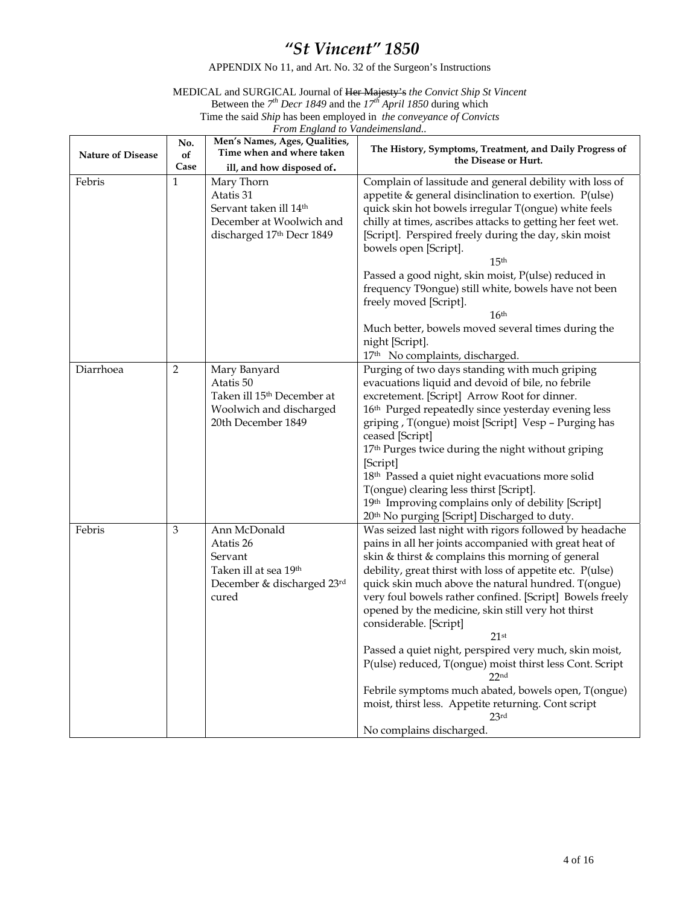# *"St Vincent" 1850*

APPENDIX No 11, and Art. No. 32 of the Surgeon's Instructions

MEDICAL and SURGICAL Journal of ~~Her Majesty's~~ *the Convict Ship St Vincent*
Between the *7th Decr 1849* and the *17th April 1850* during which
Time the said *Ship* has been employed in *the conveyance of Convicts*
*From England to Vandeimensland..*

| Nature of Disease | No. of Case | Men's Names, Ages, Qualities, Time when and where taken ill, and how disposed of. | The History, Symptoms, Treatment, and Daily Progress of the Disease or Hurt. |
|---|---|---|---|
| Febris | 1 | Mary Thorn<br>Atatis 31<br>Servant taken ill 14th December at Woolwich and discharged 17th Decr 1849 | Complain of lassitude and general debility with loss of appetite & general disinclination to exertion. P(ulse) quick skin hot bowels irregular T(ongue) white feels chilly at times, ascribes attacks to getting her feet wet. [Script]. Perspired freely during the day, skin moist bowels open [Script].<br>15th<br>Passed a good night, skin moist, P(ulse) reduced in frequency T9ongue) still white, bowels have not been freely moved [Script].<br>16th<br>Much better, bowels moved several times during the night [Script].<br>17th No complaints, discharged. |
| Diarrhoea | 2 | Mary Banyard<br>Atatis 50<br>Taken ill 15th December at Woolwich and discharged 20th December 1849 | Purging of two days standing with much griping evacuations liquid and devoid of bile, no febrile excretement. [Script] Arrow Root for dinner.<br>16th Purged repeatedly since yesterday evening less griping , T(ongue) moist [Script] Vesp – Purging has ceased [Script]<br>17th Purges twice during the night without griping [Script]<br>18th Passed a quiet night evacuations more solid T(ongue) clearing less thirst [Script].<br>19th Improving complains only of debility [Script]<br>20th No purging [Script] Discharged to duty. |
| Febris | 3 | Ann McDonald<br>Atatis 26<br>Servant<br>Taken ill at sea 19th December & discharged 23rd cured | Was seized last night with rigors followed by headache pains in all her joints accompanied with great heat of skin & thirst & complains this morning of general debility, great thirst with loss of appetite etc. P(ulse) quick skin much above the natural hundred. T(ongue) very foul bowels rather confined. [Script] Bowels freely opened by the medicine, skin still very hot thirst considerable. [Script]<br>21st<br>Passed a quiet night, perspired very much, skin moist, P(ulse) reduced, T(ongue) moist thirst less Cont. Script<br>22nd<br>Febrile symptoms much abated, bowels open, T(ongue) moist, thirst less. Appetite returning. Cont script<br>23rd<br>No complains discharged. |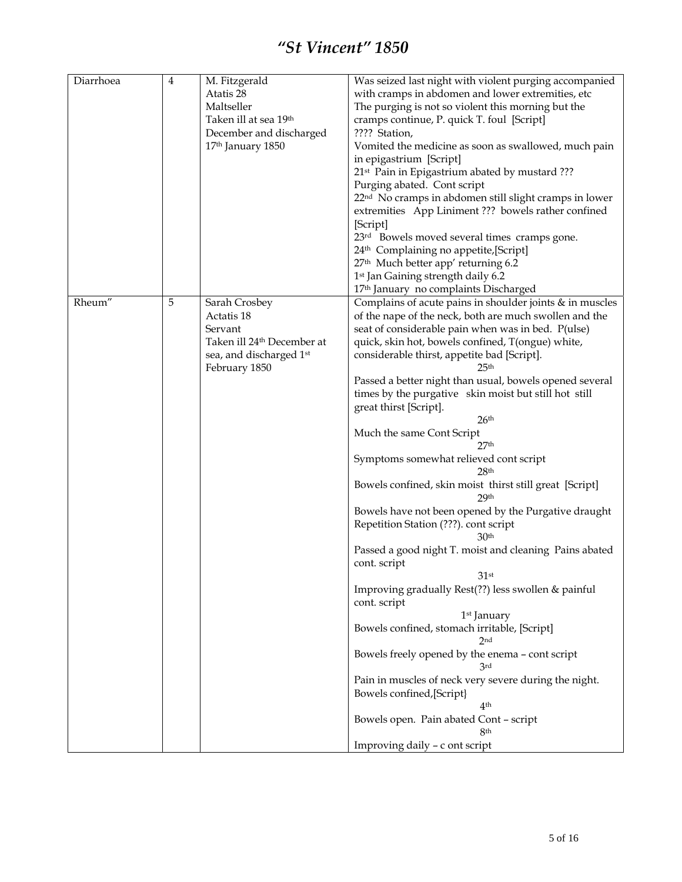| Diarrhoea | 4 | M. Fitzgerald<br>Atatis 28<br>Maltseller<br>Taken ill at sea 19th December and discharged 17th January 1850 | Was seized last night with violent purging accompanied with cramps in abdomen and lower extremities, etc<br>The purging is not so violent this morning but the cramps continue, P. quick T. foul [Script]<br>???? Station,<br>Vomited the medicine as soon as swallowed, much pain in epigastrium [Script]<br>21st Pain in Epigastrium abated by mustard ???<br>Purging abated. Cont script<br>22nd No cramps in abdomen still slight cramps in lower extremities App Liniment ??? bowels rather confined [Script]<br>23rd Bowels moved several times cramps gone.<br>24th Complaining no appetite,[Script]<br>27th Much better app' returning 6.2<br>1st Jan Gaining strength daily 6.2<br>17th January no complaints Discharged |
|---|---|---|---|
| Rheum" | 5 | Sarah Crosbey<br>Actatis 18<br>Servant<br>Taken ill 24th December at sea, and discharged 1st February 1850 | Complains of acute pains in shoulder joints & in muscles of the nape of the neck, both are much swollen and the seat of considerable pain when was in bed. P(ulse) quick, skin hot, bowels confined, T(ongue) white, considerable thirst, appetite bad [Script].<br>25th<br>Passed a better night than usual, bowels opened several times by the purgative skin moist but still hot still great thirst [Script].<br>26th<br>Much the same Cont Script<br>27th<br>Symptoms somewhat relieved cont script<br>28th<br>Bowels confined, skin moist thirst still great [Script]<br>29th<br>Bowels have not been opened by the Purgative draught Repetition Station (???). cont script<br>30th<br>Passed a good night T. moist and cleaning Pains abated cont. script<br>31st<br>Improving gradually Rest(??) less swollen & painful cont. script<br>1st January<br>Bowels confined, stomach irritable, [Script]<br>2nd<br>Bowels freely opened by the enema – cont script<br>3rd<br>Pain in muscles of neck very severe during the night. Bowels confined,[Script}<br>4th<br>Bowels open. Pain abated Cont – script<br>8th<br>Improving daily – c ont script |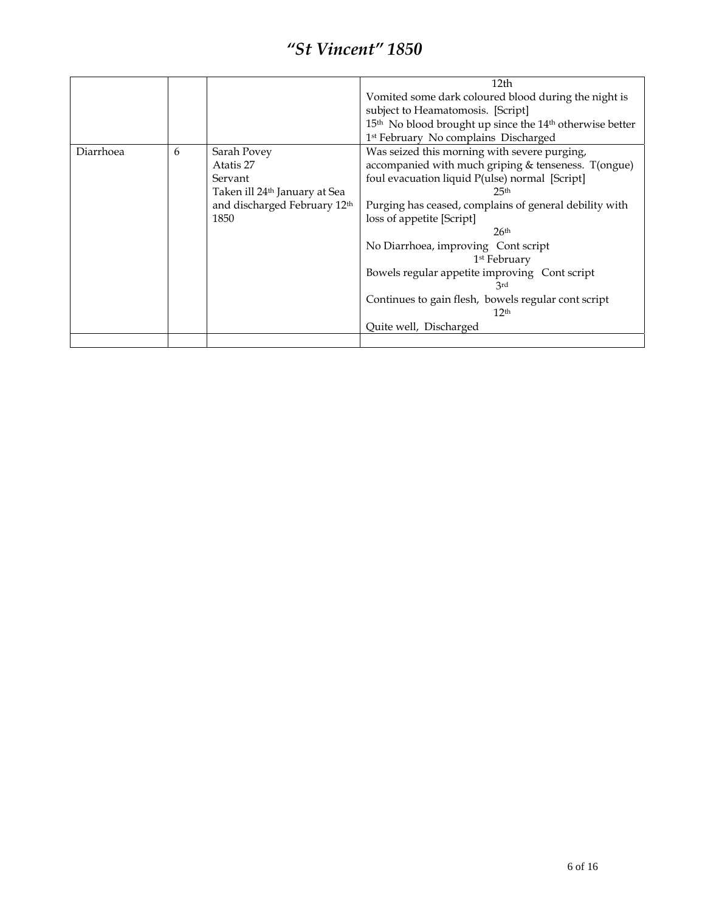| | | | 12th<br>Vomited some dark coloured blood during the night is subject to Heamatomosis. [Script]<br>15th No blood brought up since the 14th otherwise better<br>1st February No complains Discharged |
|---|---|---|---|
| Diarrhoea | 6 | Sarah Povey<br>Atatis 27<br>Servant<br>Taken ill 24th January at Sea and discharged February 12th 1850 | Was seized this morning with severe purging, accompanied with much griping & tenseness. T(ongue) foul evacuation liquid P(ulse) normal [Script]<br>25th<br>Purging has ceased, complains of general debility with loss of appetite [Script]<br>26th<br>No Diarrhoea, improving Cont script<br>1st February<br>Bowels regular appetite improving Cont script<br>3rd<br>Continues to gain flesh, bowels regular cont script<br>12th<br>Quite well, Discharged |
| | | | |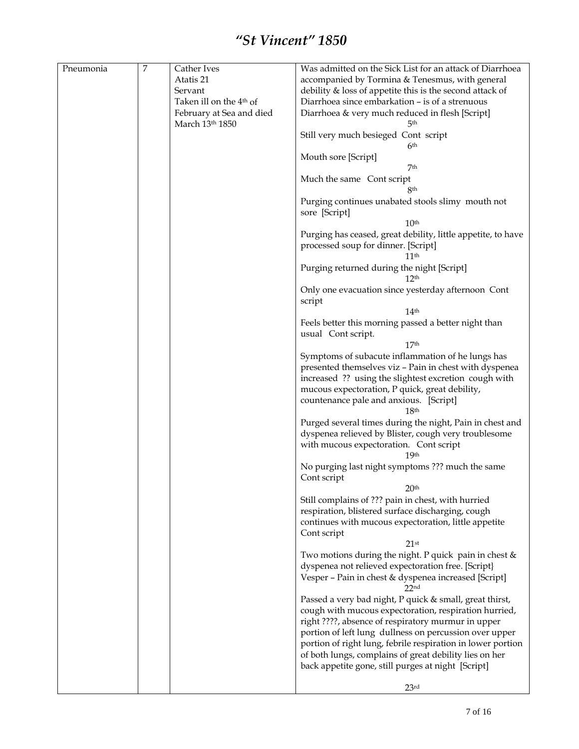# *"St Vincent" 1850*

| | | | |
|---|---|---|---|
| Pneumonia | 7 | Cather Ives<br>Atatis 21<br>Servant<br>Taken ill on the 4th of February at Sea and died March 13th 1850 | Was admitted on the Sick List for an attack of Diarrhoea accompanied by Tormina & Tenesmus, with general debility & loss of appetite this is the second attack of Diarrhoea since embarkation – is of a strenuous Diarrhoea & very much reduced in flesh [Script]<br>5th<br>Still very much besieged Cont script<br>6th<br>Mouth sore [Script]<br>7th<br>Much the same Cont script<br>8th<br>Purging continues unabated stools slimy mouth not sore [Script]<br>10th<br>Purging has ceased, great debility, little appetite, to have processed soup for dinner. [Script]<br>11th<br>Purging returned during the night [Script]<br>12th<br>Only one evacuation since yesterday afternoon Cont script<br>14th<br>Feels better this morning passed a better night than usual Cont script.<br>17th<br>Symptoms of subacute inflammation of he lungs has presented themselves viz – Pain in chest with dyspenea increased ?? using the slightest excretion cough with mucous expectoration, P quick, great debility, countenance pale and anxious. [Script]<br>18th<br>Purged several times during the night, Pain in chest and dyspenea relieved by Blister, cough very troublesome with mucous expectoration. Cont script<br>19th<br>No purging last night symptoms ??? much the same Cont script<br>20th<br>Still complains of ??? pain in chest, with hurried respiration, blistered surface discharging, cough continues with mucous expectoration, little appetite Cont script<br>21st<br>Two motions during the night. P quick pain in chest & dyspenea not relieved expectoration free. [Script}<br>Vesper – Pain in chest & dyspenea increased [Script]<br>22nd<br>Passed a very bad night, P quick & small, great thirst, cough with mucous expectoration, respiration hurried, right ????, absence of respiratory murmur in upper portion of left lung dullness on percussion over upper portion of right lung, febrile respiration in lower portion of both lungs, complains of great debility lies on her back appetite gone, still purges at night [Script]<br>23rd |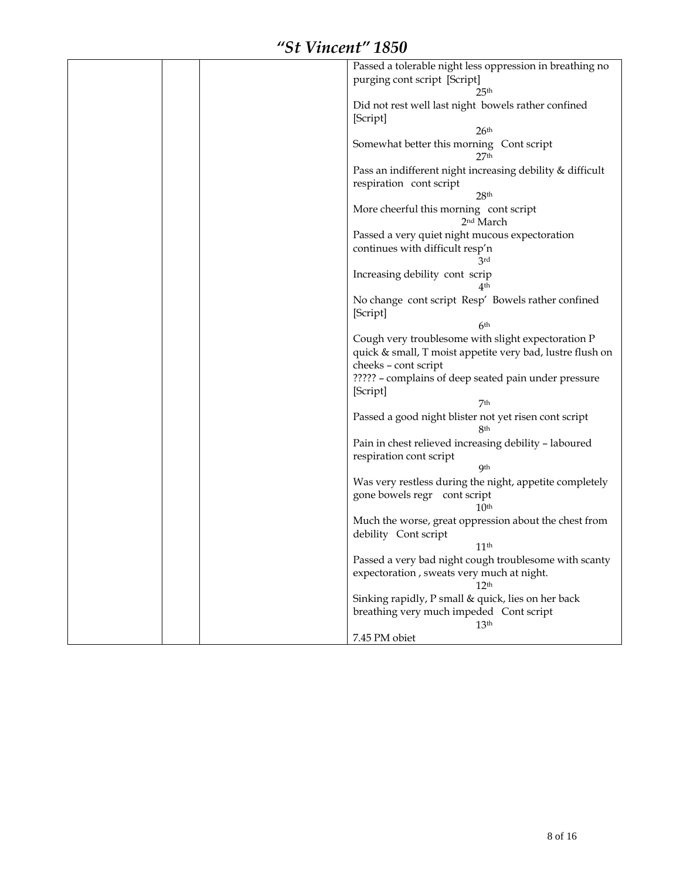| | | | |
|---|---|---|---|
| | | | Passed a tolerable night less oppression in breathing no purging cont script [Script]<br>25th<br>Did not rest well last night bowels rather confined [Script]<br>26th<br>Somewhat better this morning Cont script<br>27th<br>Pass an indifferent night increasing debility & difficult respiration cont script<br>28th<br>More cheerful this morning cont script<br>2nd March<br>Passed a very quiet night mucous expectoration continues with difficult resp'n<br>3rd<br>Increasing debility cont scrip<br>4th<br>No change cont script Resp' Bowels rather confined [Script]<br>6th<br>Cough very troublesome with slight expectoration P quick & small, T moist appetite very bad, lustre flush on cheeks – cont script<br>????? – complains of deep seated pain under pressure [Script]<br>7th<br>Passed a good night blister not yet risen cont script<br>8th<br>Pain in chest relieved increasing debility – laboured respiration cont script<br>9th<br>Was very restless during the night, appetite completely gone bowels regr cont script<br>10th<br>Much the worse, great oppression about the chest from debility Cont script<br>11th<br>Passed a very bad night cough troublesome with scanty expectoration , sweats very much at night.<br>12th<br>Sinking rapidly, P small & quick, lies on her back breathing very much impeded Cont script<br>13th<br>7.45 PM obiet |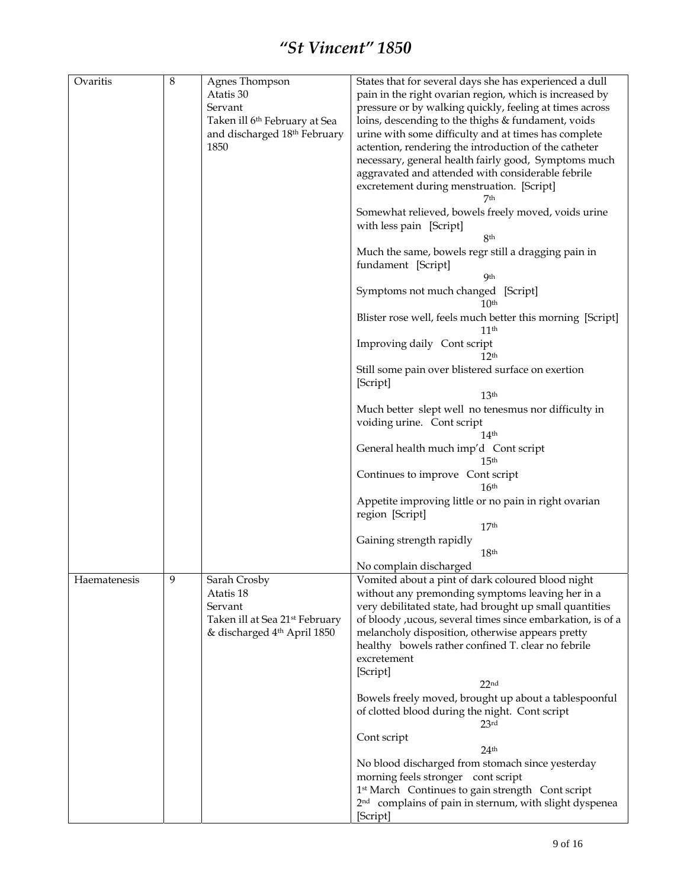# *"St Vincent" 1850*

| | | | |
|---|---|---|---|
| Ovaritis | 8 | Agnes Thompson<br>Atatis 30<br>Servant<br>Taken ill 6th February at Sea and discharged 18th February 1850 | States that for several days she has experienced a dull pain in the right ovarian region, which is increased by pressure or by walking quickly, feeling at times across loins, descending to the thighs & fundament, voids urine with some difficulty and at times has complete actention, rendering the introduction of the catheter necessary, general health fairly good, Symptoms much aggravated and attended with considerable febrile excretement during menstruation. [Script]<br>7th<br>Somewhat relieved, bowels freely moved, voids urine with less pain [Script]<br>8th<br>Much the same, bowels regr still a dragging pain in fundament [Script]<br>9th<br>Symptoms not much changed [Script]<br>10th<br>Blister rose well, feels much better this morning [Script]<br>11th<br>Improving daily Cont script<br>12th<br>Still some pain over blistered surface on exertion [Script]<br>13th<br>Much better slept well no tenesmus nor difficulty in voiding urine. Cont script<br>14th<br>General health much imp'd Cont script<br>15th<br>Continues to improve Cont script<br>16th<br>Appetite improving little or no pain in right ovarian region [Script]<br>17th<br>Gaining strength rapidly<br>18th<br>No complain discharged |
| Haematenesis | 9 | Sarah Crosby<br>Atatis 18<br>Servant<br>Taken ill at Sea 21st February & discharged 4th April 1850 | Vomited about a pint of dark coloured blood night without any premonding symptoms leaving her in a very debilitated state, had brought up small quantities of bloody ,ucous, several times since embarkation, is of a melancholy disposition, otherwise appears pretty healthy bowels rather confined T. clear no febrile excretement<br>[Script]<br>22nd<br>Bowels freely moved, brought up about a tablespoonful of clotted blood during the night. Cont script<br>23rd<br>Cont script<br>24th<br>No blood discharged from stomach since yesterday morning feels stronger cont script<br>1st March Continues to gain strength Cont script<br>2nd complains of pain in sternum, with slight dyspenea [Script] |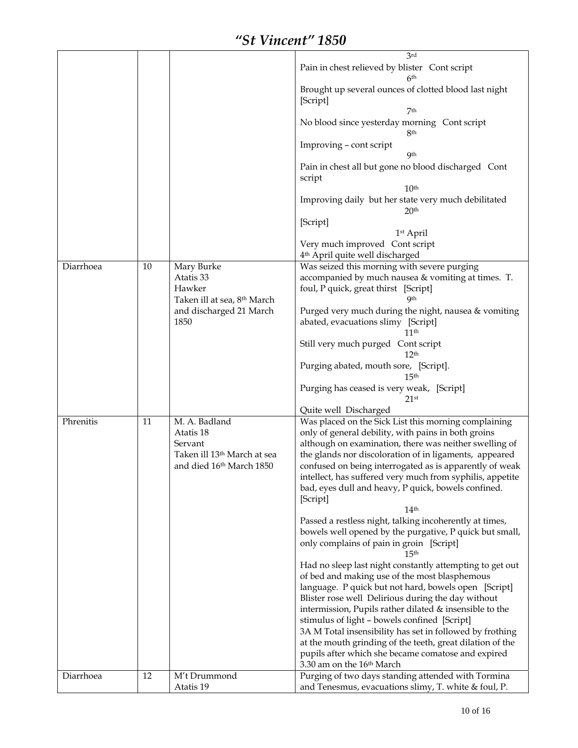# *"St Vincent" 1850*

| | | | |
|---|---|---|---|
| | | | 3rd<br>Pain in chest relieved by blister Cont script<br>6th<br>Brought up several ounces of clotted blood last night [Script]<br>7th<br>No blood since yesterday morning Cont script<br>8th<br>Improving – cont script<br>9th<br>Pain in chest all but gone no blood discharged Cont script<br>10th<br>Improving daily but her state very much debilitated<br>20th<br>[Script]<br>1st April<br>Very much improved Cont script<br>4th April quite well discharged |
| Diarrhoea | 10 | Mary Burke<br>Atatis 33<br>Hawker<br>Taken ill at sea, 8th March and discharged 21 March 1850 | Was seized this morning with severe purging accompanied by much nausea & vomiting at times. T. foul, P quick, great thirst [Script]<br>9th<br>Purged very much during the night, nausea & vomiting abated, evacuations slimy [Script]<br>11th<br>Still very much purged Cont script<br>12th<br>Purging abated, mouth sore, [Script].<br>15th<br>Purging has ceased is very weak, [Script]<br>21st<br>Quite well Discharged |
| Phrenitis | 11 | M. A. Badland<br>Atatis 18<br>Servant<br>Taken ill 13th March at sea and died 16th March 1850 | Was placed on the Sick List this morning complaining only of general debility, with pains in both groins although on examination, there was neither swelling of the glands nor discoloration of in ligaments, appeared confused on being interrogated as is apparently of weak intellect, has suffered very much from syphilis, appetite bad, eyes dull and heavy, P quick, bowels confined. [Script]<br>14th<br>Passed a restless night, talking incoherently at times, bowels well opened by the purgative, P quick but small, only complains of pain in groin [Script]<br>15th<br>Had no sleep last night constantly attempting to get out of bed and making use of the most blasphemous language. P quick but not hard, bowels open [Script]<br>Blister rose well Delirious during the day without intermission, Pupils rather dilated & insensible to the stimulus of light – bowels confined [Script]<br>3A M Total insensibility has set in followed by frothing at the mouth grinding of the teeth, great dilation of the pupils after which she became comatose and expired 3.30 am on the 16th March |
| Diarrhoea | 12 | M't Drummond<br>Atatis 19 | Purging of two days standing attended with Tormina and Tenesmus, evacuations slimy, T. white & foul, P. |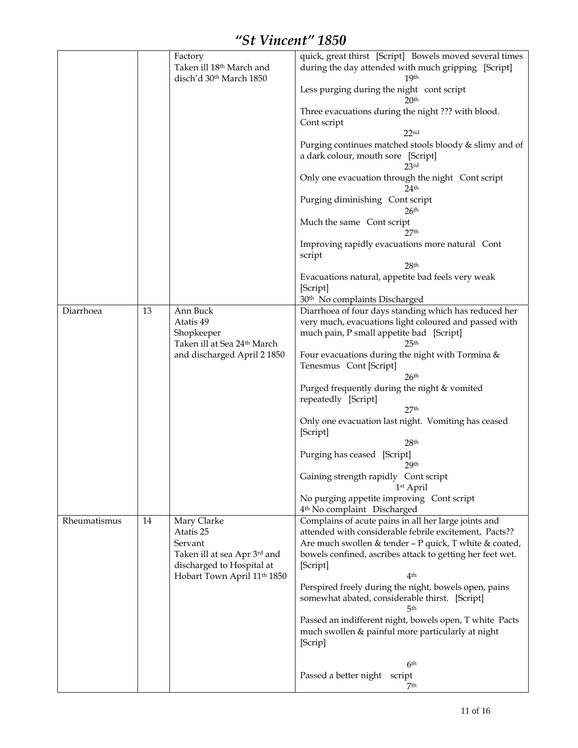# *"St Vincent" 1850*

| | | | |
|---|---|---|---|
| | | Factory<br>Taken ill 18th March and disch'd 30th March 1850 | quick, great thirst [Script] Bowels moved several times during the day attended with much gripping [Script]<br>19th<br>Less purging during the night cont script<br>20th<br>Three evacuations during the night ??? with blood. Cont script<br>22nd<br>Purging continues matched stools bloody & slimy and of a dark colour, mouth sore [Script]<br>23rd<br>Only one evacuation through the night Cont script<br>24th<br>Purging diminishing Cont script<br>26th<br>Much the same Cont script<br>27th<br>Improving rapidly evacuations more natural Cont script<br>28th<br>Evacuations natural, appetite bad feels very weak [Script]<br>30th No complaints Discharged |
| Diarrhoea | 13 | Ann Buck<br>Atatis 49<br>Shopkeeper<br>Taken ill at Sea 24th March and discharged April 2 1850 | Diarrhoea of four days standing which has reduced her very much, evacuations light coloured and passed with much pain, P small appetite bad [Script]<br>25th<br>Four evacuations during the night with Tormina & Tenesmus Cont [Script]<br>26th<br>Purged frequently during the night & vomited repeatedly [Script]<br>27th<br>Only one evacuation last night. Vomiting has ceased [Script]<br>28th<br>Purging has ceased [Script]<br>29th<br>Gaining strength rapidly Cont script<br>1st April<br>No purging appetite improving Cont script<br>4th No complaint Discharged |
| Rheumatismus | 14 | Mary Clarke<br>Atatis 25<br>Servant<br>Taken ill at sea Apr 3rd and discharged to Hospital at Hobart Town April 11th 1850 | Complains of acute pains in all her large joints and attended with considerable febrile excitement, Pacts?? Are much swollen & tender – P quick, T white & coated, bowels confined, ascribes attack to getting her feet wet. [Script]<br>4th<br>Perspired freely during the night, bowels open, pains somewhat abated, considerable thirst. [Script]<br>5th<br>Passed an indifferent night, bowels open, T white Pacts much swollen & painful more particularly at night [Scrip]<br>6th<br>Passed a better night script<br>7th |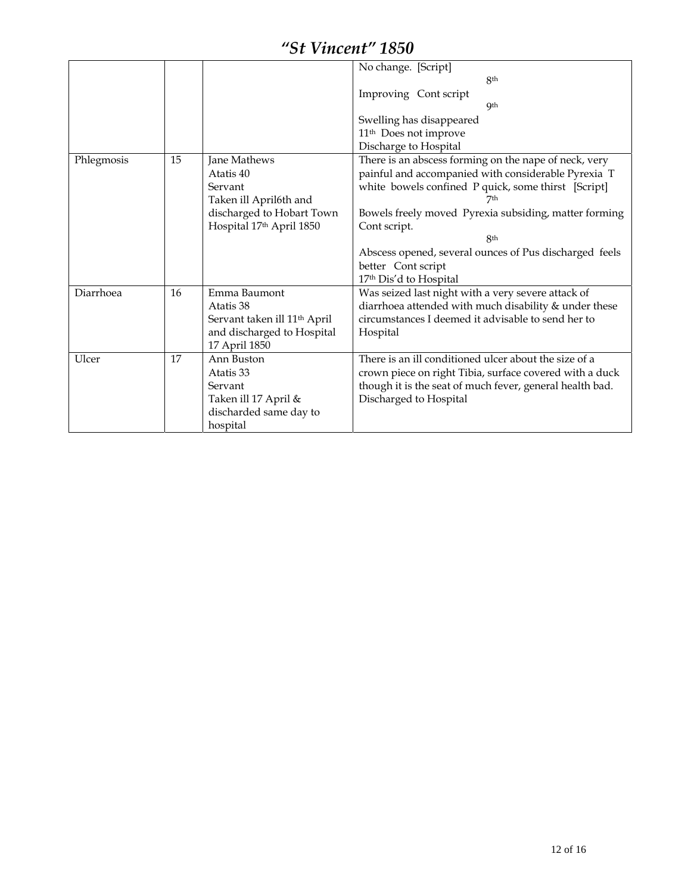| | | | |
|---|---|---|---|
| | | | No change. [Script]<br>8th<br>Improving Cont script<br>9th<br>Swelling has disappeared<br>11th Does not improve<br>Discharge to Hospital |
| Phlegmosis | 15 | Jane Mathews<br>Atatis 40<br>Servant<br>Taken ill April6th and discharged to Hobart Town Hospital 17th April 1850 | There is an abscess forming on the nape of neck, very painful and accompanied with considerable Pyrexia T white bowels confined P quick, some thirst [Script]<br>7th<br>Bowels freely moved Pyrexia subsiding, matter forming Cont script.<br>8th<br>Abscess opened, several ounces of Pus discharged feels better Cont script<br>17th Dis'd to Hospital |
| Diarrhoea | 16 | Emma Baumont<br>Atatis 38<br>Servant taken ill 11th April and discharged to Hospital 17 April 1850 | Was seized last night with a very severe attack of diarrhoea attended with much disability & under these circumstances I deemed it advisable to send her to Hospital |
| Ulcer | 17 | Ann Buston<br>Atatis 33<br>Servant<br>Taken ill 17 April & discharded same day to hospital | There is an ill conditioned ulcer about the size of a crown piece on right Tibia, surface covered with a duck though it is the seat of much fever, general health bad. Discharged to Hospital |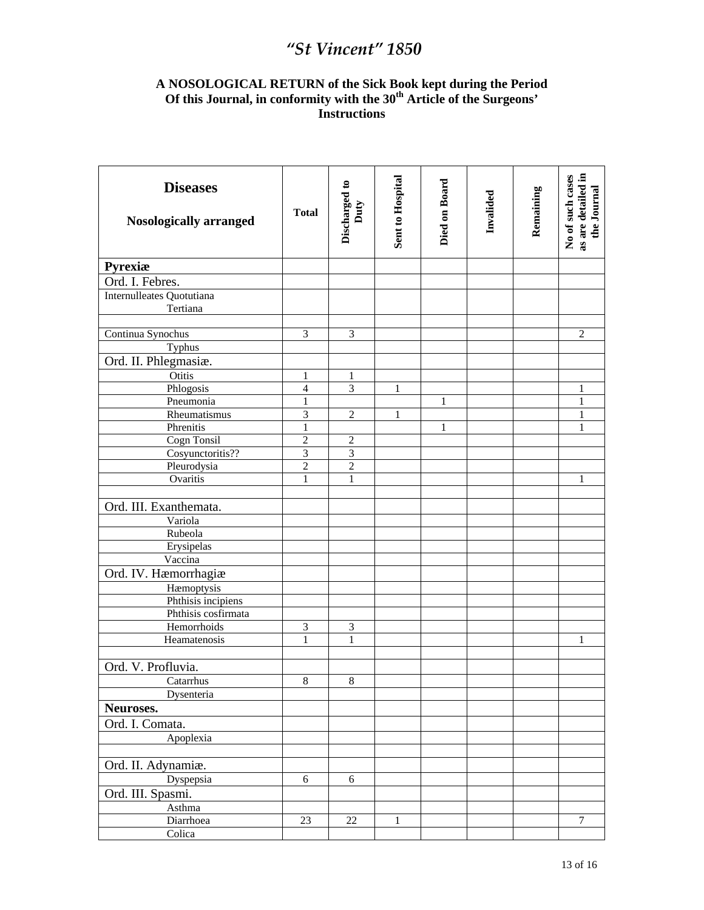# *"St Vincent" 1850*

**A NOSOLOGICAL RETURN of the Sick Book kept during the Period Of this Journal, in conformity with the 30th Article of the Surgeons' Instructions**

| **Diseases** <br> **Nosologically arranged** | **Total** | **Discharged to Duty** | **Sent to Hospital** | **Died on Board** | **Invalided** | **Remaining** | **No of such cases as are detailed in the Journal** |
|---|---|---|---|---|---|---|---|
| **Pyrexiæ** | | | | | | | |
| Ord. I. Febres. | | | | | | | |
| Internulleates Quotutiana <br> Tertiana | | | | | | | |
| | | | | | | | |
| Continua Synochus | 3 | 3 | | | | | 2 |
| Typhus | | | | | | | |
| Ord. II. Phlegmasiæ. | | | | | | | |
| Otitis | 1 | 1 | | | | | |
| Phlogosis | 4 | 3 | 1 | | | | 1 |
| Pneumonia | 1 | | | 1 | | | 1 |
| Rheumatismus | 3 | 2 | 1 | | | | 1 |
| Phrenitis | 1 | | | 1 | | | 1 |
| Cogn Tonsil | 2 | 2 | | | | | |
| Cosyunctoritis?? | 3 | 3 | | | | | |
| Pleurodysia | 2 | 2 | | | | | |
| Ovaritis | 1 | 1 | | | | | 1 |
| | | | | | | | |
| Ord. III. Exanthemata. | | | | | | | |
| Variola | | | | | | | |
| Rubeola | | | | | | | |
| Erysipelas | | | | | | | |
| Vaccina | | | | | | | |
| Ord. IV. Hæmorrhagiæ | | | | | | | |
| Hæmoptysis | | | | | | | |
| Phthisis incipiens | | | | | | | |
| Phthisis cosfirmata | | | | | | | |
| Hemorrhoids | 3 | 3 | | | | | |
| Heamatenosis | 1 | 1 | | | | | 1 |
| | | | | | | | |
| Ord. V. Profluvia. | | | | | | | |
| Catarrhus | 8 | 8 | | | | | |
| Dysenteria | | | | | | | |
| **Neuroses.** | | | | | | | |
| Ord. I. Comata. | | | | | | | |
| Apoplexia | | | | | | | |
| | | | | | | | |
| Ord. II. Adynamiæ. | | | | | | | |
| Dyspepsia | 6 | 6 | | | | | |
| Ord. III. Spasmi. | | | | | | | |
| Asthma | | | | | | | |
| Diarrhoea | 23 | 22 | 1 | | | | 7 |
| Colica | | | | | | | |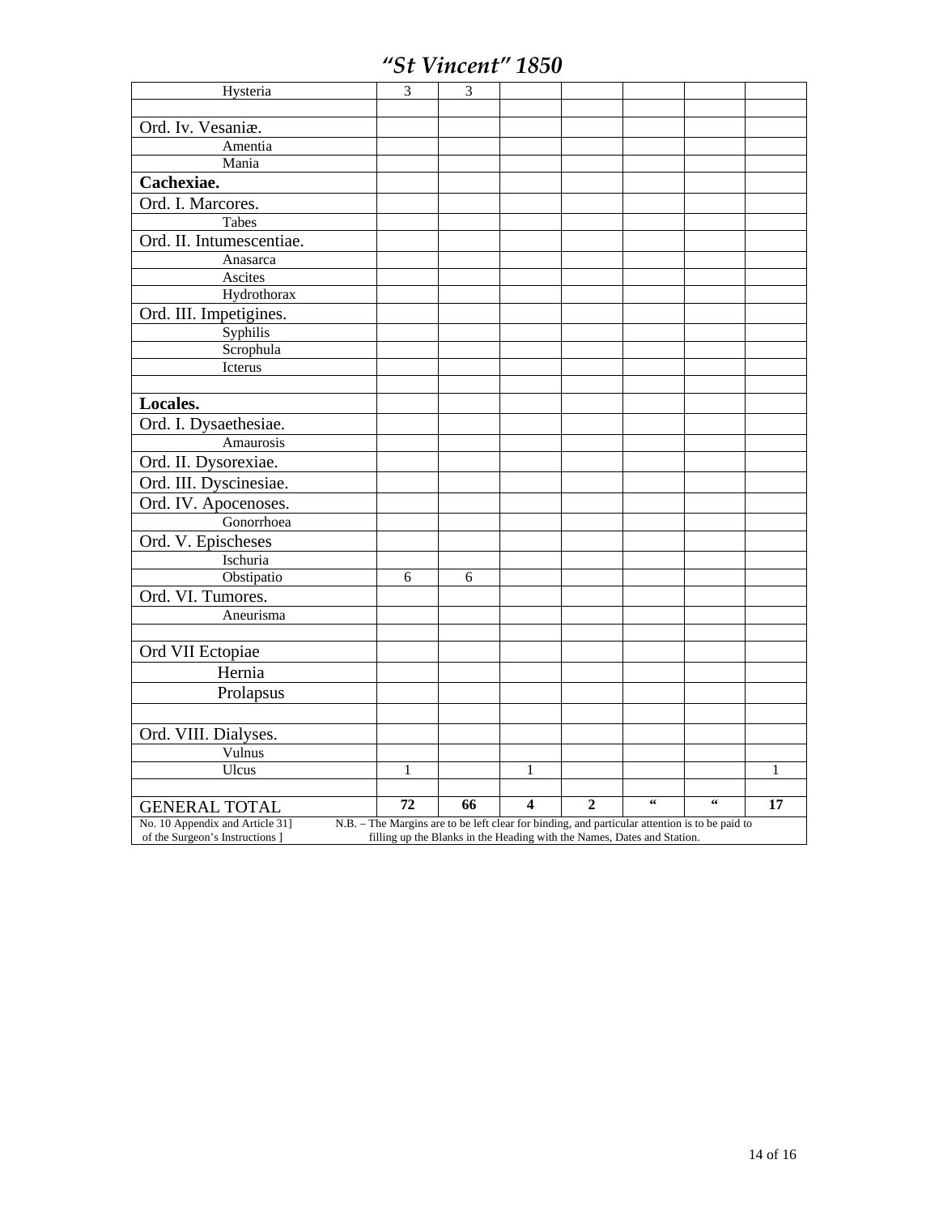# "St Vincent" 1850

| | | | | | | | |
|---|---|---|---|---|---|---|---|
| Hysteria | 3 | 3 | | | | | |
| | | | | | | | |
| Ord. Iv. Vesaniæ. | | | | | | | |
| Amentia | | | | | | | |
| Mania | | | | | | | |
| **Cachexiae.** | | | | | | | |
| Ord. I. Marcores. | | | | | | | |
| Tabes | | | | | | | |
| Ord. II. Intumescentiae. | | | | | | | |
| Anasarca | | | | | | | |
| Ascites | | | | | | | |
| Hydrothorax | | | | | | | |
| Ord. III. Impetigines. | | | | | | | |
| Syphilis | | | | | | | |
| Scrophula | | | | | | | |
| Icterus | | | | | | | |
| | | | | | | | |
| **Locales.** | | | | | | | |
| Ord. I. Dysaethesiae. | | | | | | | |
| Amaurosis | | | | | | | |
| Ord. II. Dysorexiae. | | | | | | | |
| Ord. III. Dyscinesiae. | | | | | | | |
| Ord. IV. Apocenoses. | | | | | | | |
| Gonorrhoea | | | | | | | |
| Ord. V. Epischeses | | | | | | | |
| Ischuria | | | | | | | |
| Obstipatio | 6 | 6 | | | | | |
| Ord. VI. Tumores. | | | | | | | |
| Aneurisma | | | | | | | |
| | | | | | | | |
| Ord VII Ectopiae | | | | | | | |
| Hernia | | | | | | | |
| Prolapsus | | | | | | | |
| | | | | | | | |
| Ord. VIII. Dialyses. | | | | | | | |
| Vulnus | | | | | | | |
| Ulcus | 1 | | 1 | | | | 1 |
| | | | | | | | |
| GENERAL TOTAL | **72** | **66** | **4** | **2** | **"** | **"** | **17** |

No. 10 Appendix and Article 31] of the Surgeon's Instructions ]

N.B. – The Margins are to be left clear for binding, and particular attention is to be paid to filling up the Blanks in the Heading with the Names, Dates and Station.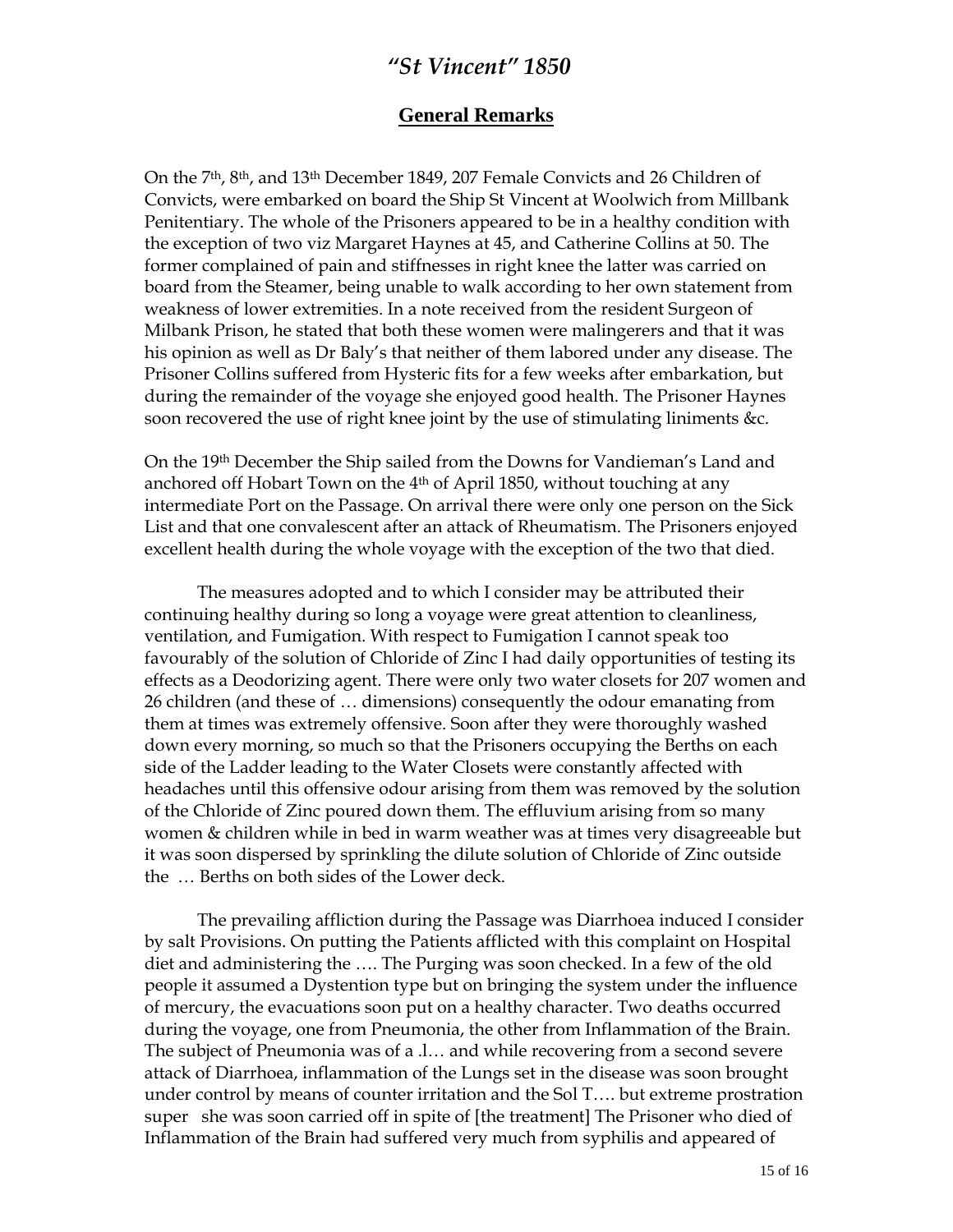## *"St Vincent" 1850*

### General Remarks

On the 7th, 8th, and 13th December 1849, 207 Female Convicts and 26 Children of Convicts, were embarked on board the Ship St Vincent at Woolwich from Millbank Penitentiary. The whole of the Prisoners appeared to be in a healthy condition with the exception of two viz Margaret Haynes at 45, and Catherine Collins at 50. The former complained of pain and stiffnesses in right knee the latter was carried on board from the Steamer, being unable to walk according to her own statement from weakness of lower extremities. In a note received from the resident Surgeon of Milbank Prison, he stated that both these women were malingerers and that it was his opinion as well as Dr Baly's that neither of them labored under any disease. The Prisoner Collins suffered from Hysteric fits for a few weeks after embarkation, but during the remainder of the voyage she enjoyed good health. The Prisoner Haynes soon recovered the use of right knee joint by the use of stimulating liniments &c.

On the 19th December the Ship sailed from the Downs for Vandieman's Land and anchored off Hobart Town on the 4th of April 1850, without touching at any intermediate Port on the Passage. On arrival there were only one person on the Sick List and that one convalescent after an attack of Rheumatism. The Prisoners enjoyed excellent health during the whole voyage with the exception of the two that died.

The measures adopted and to which I consider may be attributed their continuing healthy during so long a voyage were great attention to cleanliness, ventilation, and Fumigation. With respect to Fumigation I cannot speak too favourably of the solution of Chloride of Zinc I had daily opportunities of testing its effects as a Deodorizing agent. There were only two water closets for 207 women and 26 children (and these of … dimensions) consequently the odour emanating from them at times was extremely offensive. Soon after they were thoroughly washed down every morning, so much so that the Prisoners occupying the Berths on each side of the Ladder leading to the Water Closets were constantly affected with headaches until this offensive odour arising from them was removed by the solution of the Chloride of Zinc poured down them. The effluvium arising from so many women & children while in bed in warm weather was at times very disagreeable but it was soon dispersed by sprinkling the dilute solution of Chloride of Zinc outside the … Berths on both sides of the Lower deck.

The prevailing affliction during the Passage was Diarrhoea induced I consider by salt Provisions. On putting the Patients afflicted with this complaint on Hospital diet and administering the …. The Purging was soon checked. In a few of the old people it assumed a Dystention type but on bringing the system under the influence of mercury, the evacuations soon put on a healthy character. Two deaths occurred during the voyage, one from Pneumonia, the other from Inflammation of the Brain. The subject of Pneumonia was of a .l… and while recovering from a second severe attack of Diarrhoea, inflammation of the Lungs set in the disease was soon brought under control by means of counter irritation and the Sol T…. but extreme prostration super she was soon carried off in spite of [the treatment] The Prisoner who died of Inflammation of the Brain had suffered very much from syphilis and appeared of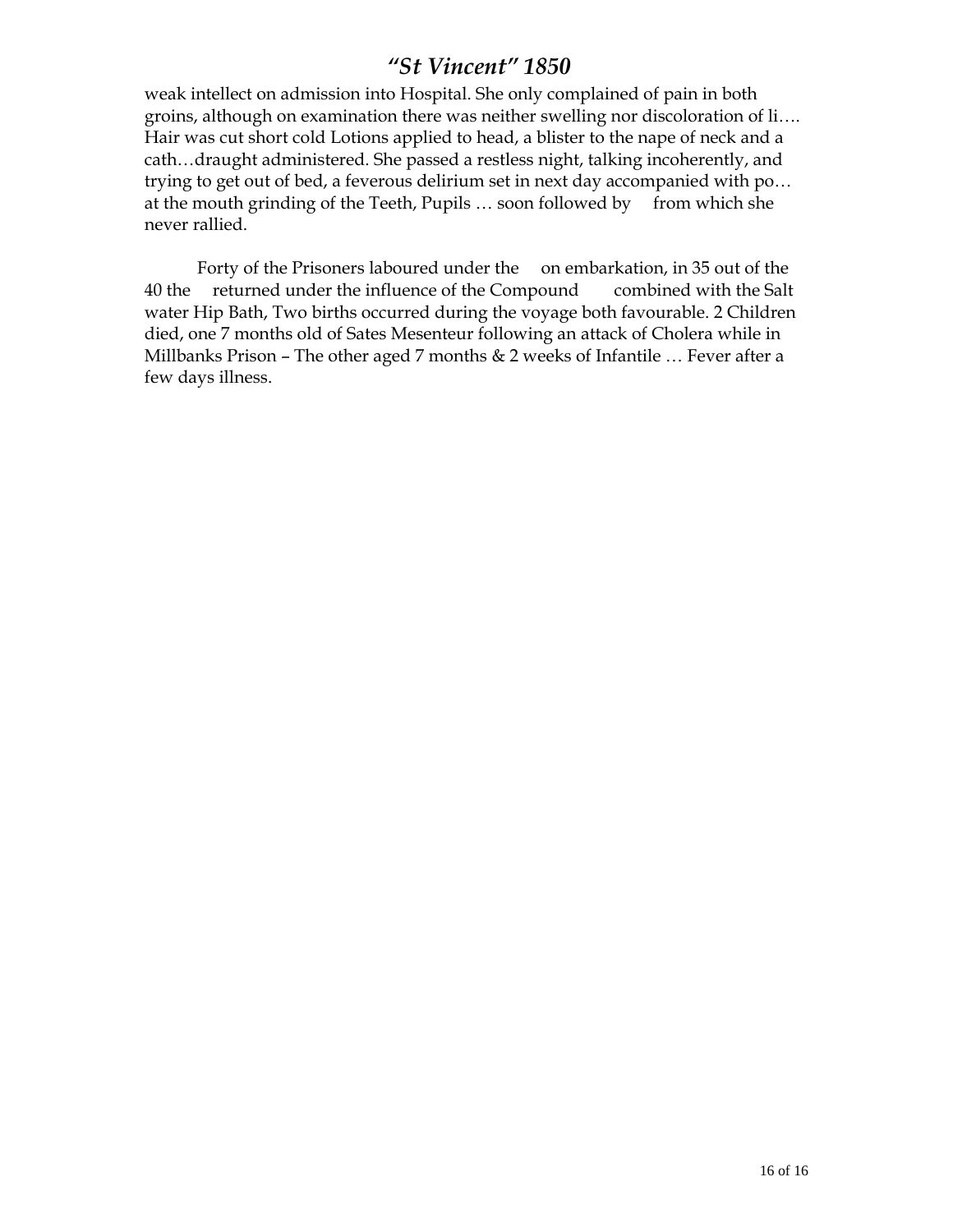weak intellect on admission into Hospital. She only complained of pain in both groins, although on examination there was neither swelling nor discoloration of li…. Hair was cut short cold Lotions applied to head, a blister to the nape of neck and a cath…draught administered. She passed a restless night, talking incoherently, and trying to get out of bed, a feverous delirium set in next day accompanied with po… at the mouth grinding of the Teeth, Pupils … soon followed by from which she never rallied.

Forty of the Prisoners laboured under the on embarkation, in 35 out of the 40 the returned under the influence of the Compound combined with the Salt water Hip Bath, Two births occurred during the voyage both favourable. 2 Children died, one 7 months old of Sates Mesenteur following an attack of Cholera while in Millbanks Prison – The other aged 7 months & 2 weeks of Infantile … Fever after a few days illness.